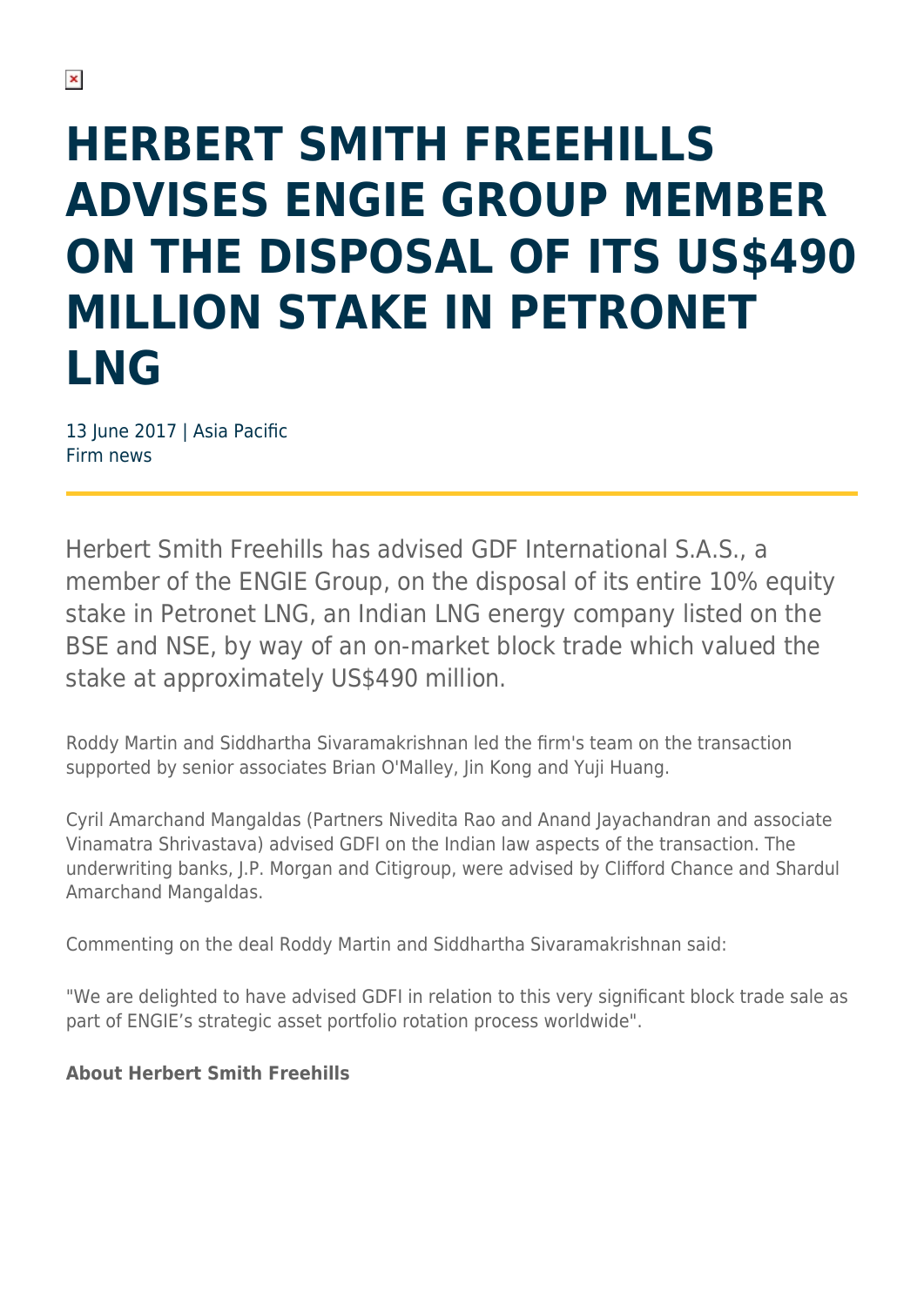# HERBERT SMITH FREEHILLS ADVISES ENGIE GROUP MEMBER ON THE DISPOSAL OF ITS US$490 MILLION STAKE IN PETRONET LNG

13 June 2017 | Asia Pacific
Firm news

Herbert Smith Freehills has advised GDF International S.A.S., a member of the ENGIE Group, on the disposal of its entire 10% equity stake in Petronet LNG, an Indian LNG energy company listed on the BSE and NSE, by way of an on-market block trade which valued the stake at approximately US$490 million.

Roddy Martin and Siddhartha Sivaramakrishnan led the firm's team on the transaction supported by senior associates Brian O'Malley, Jin Kong and Yuji Huang.

Cyril Amarchand Mangaldas (Partners Nivedita Rao and Anand Jayachandran and associate Vinamatra Shrivastava) advised GDFI on the Indian law aspects of the transaction. The underwriting banks, J.P. Morgan and Citigroup, were advised by Clifford Chance and Shardul Amarchand Mangaldas.

Commenting on the deal Roddy Martin and Siddhartha Sivaramakrishnan said:

"We are delighted to have advised GDFI in relation to this very significant block trade sale as part of ENGIE's strategic asset portfolio rotation process worldwide".

**About Herbert Smith Freehills**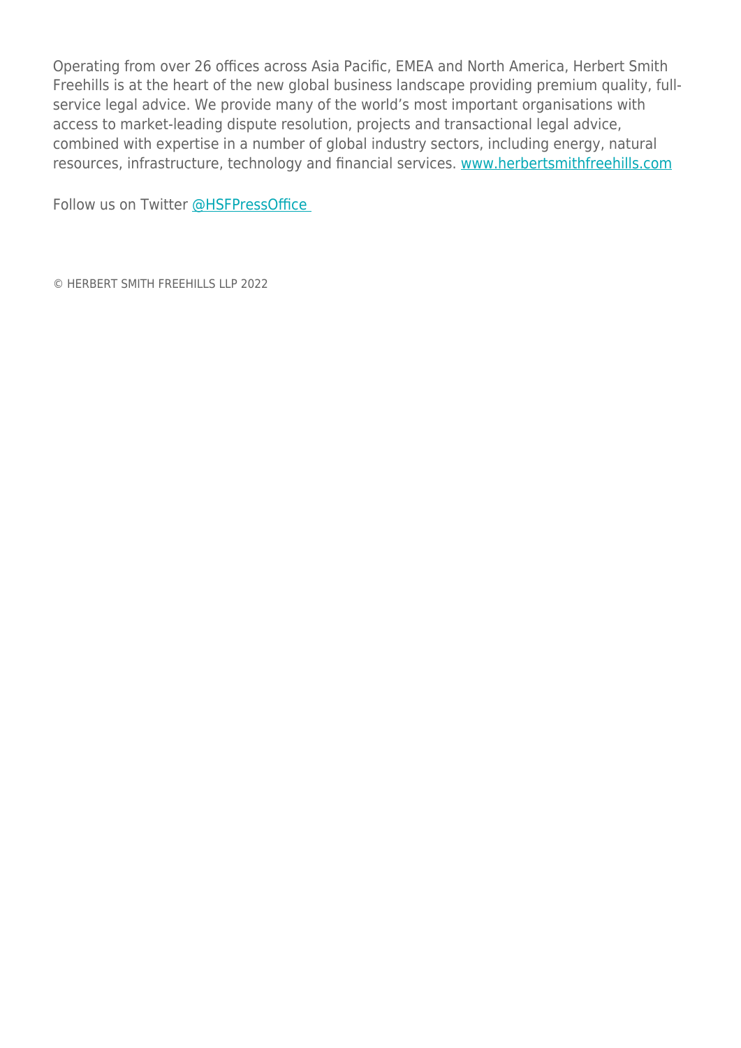Operating from over 26 offices across Asia Pacific, EMEA and North America, Herbert Smith Freehills is at the heart of the new global business landscape providing premium quality, full-service legal advice. We provide many of the world's most important organisations with access to market-leading dispute resolution, projects and transactional legal advice, combined with expertise in a number of global industry sectors, including energy, natural resources, infrastructure, technology and financial services. [www.herbertsmithfreehills.com](http://www.herbertsmithfreehills.com)

Follow us on Twitter [@HSFPressOffice](https://twitter.com/HSFPressOffice)

© HERBERT SMITH FREEHILLS LLP 2022